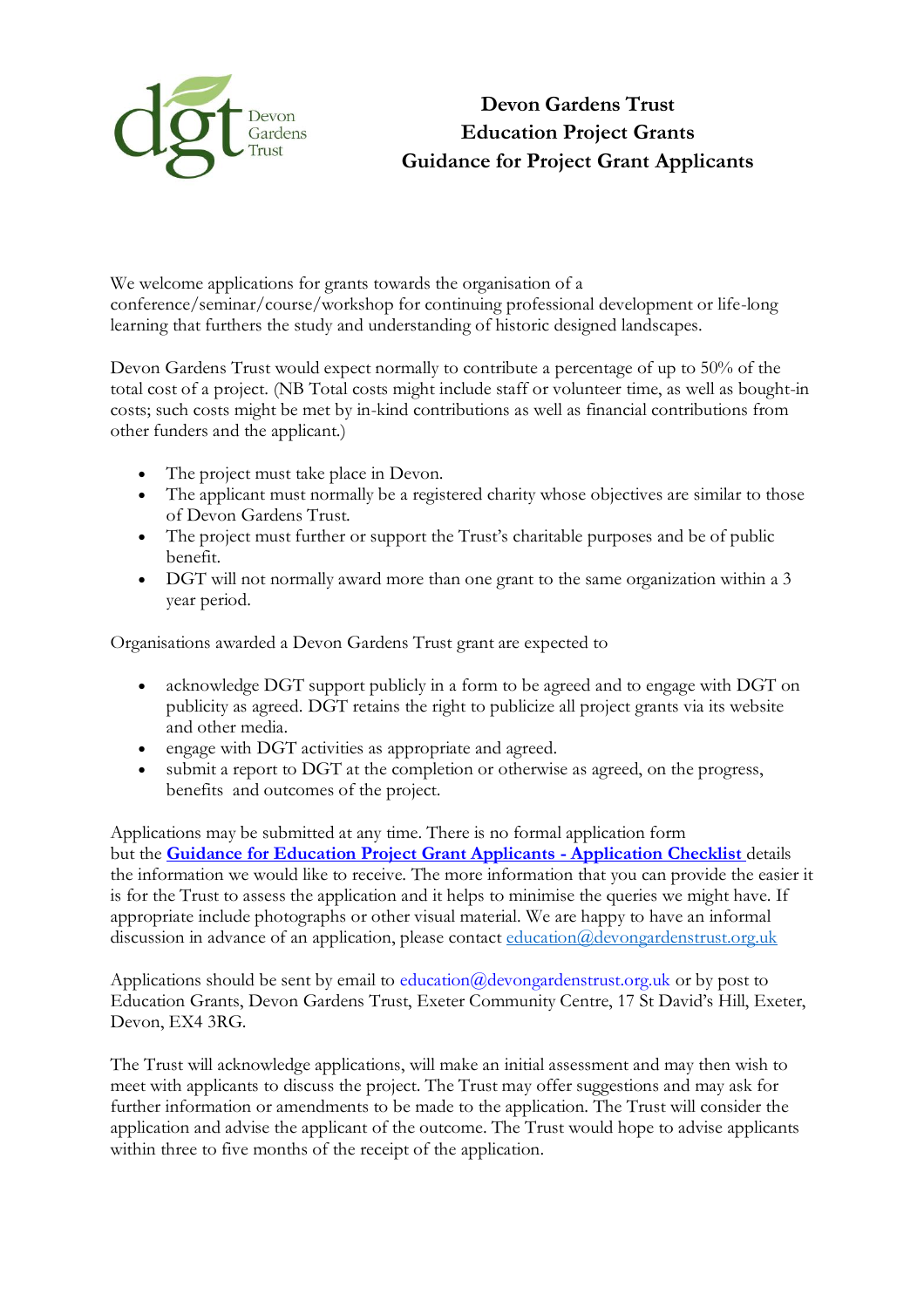# Devon Gardens Trust
## Education Project Grants
## Guidance for Project Grant Applicants

We welcome applications for grants towards the organisation of a conference/seminar/course/workshop for continuing professional development or life-long learning that furthers the study and understanding of historic designed landscapes.

Devon Gardens Trust would expect normally to contribute a percentage of up to 50% of the total cost of a project. (NB Total costs might include staff or volunteer time, as well as bought-in costs; such costs might be met by in-kind contributions as well as financial contributions from other funders and the applicant.)

- The project must take place in Devon.
- The applicant must normally be a registered charity whose objectives are similar to those of Devon Gardens Trust.
- The project must further or support the Trust's charitable purposes and be of public benefit.
- DGT will not normally award more than one grant to the same organization within a 3 year period.

Organisations awarded a Devon Gardens Trust grant are expected to

- acknowledge DGT support publicly in a form to be agreed and to engage with DGT on publicity as agreed. DGT retains the right to publicize all project grants via its website and other media.
- engage with DGT activities as appropriate and agreed.
- submit a report to DGT at the completion or otherwise as agreed, on the progress, benefits and outcomes of the project.

Applications may be submitted at any time. There is no formal application form but the **Guidance for Education Project Grant Applicants - Application Checklist** details the information we would like to receive. The more information that you can provide the easier it is for the Trust to assess the application and it helps to minimise the queries we might have. If appropriate include photographs or other visual material. We are happy to have an informal discussion in advance of an application, please contact education@devongardenstrust.org.uk

Applications should be sent by email to education@devongardenstrust.org.uk or by post to Education Grants, Devon Gardens Trust, Exeter Community Centre, 17 St David's Hill, Exeter, Devon, EX4 3RG.

The Trust will acknowledge applications, will make an initial assessment and may then wish to meet with applicants to discuss the project. The Trust may offer suggestions and may ask for further information or amendments to be made to the application. The Trust will consider the application and advise the applicant of the outcome. The Trust would hope to advise applicants within three to five months of the receipt of the application.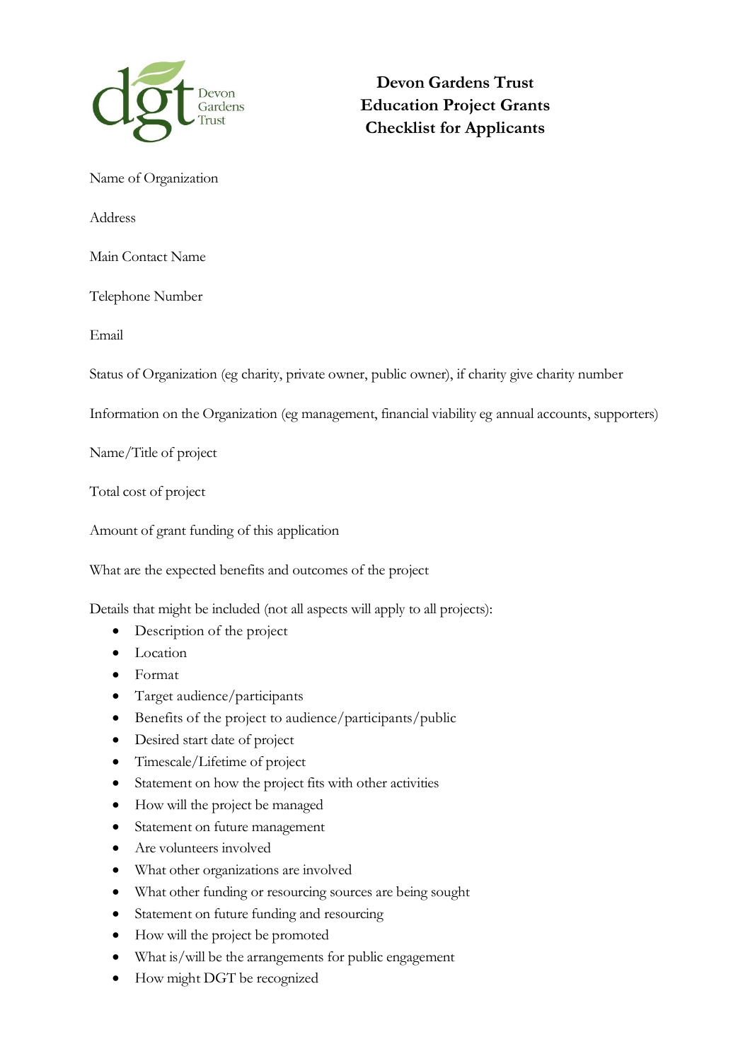# Devon Gardens Trust
# Education Project Grants
# Checklist for Applicants

Name of Organization

Address

Main Contact Name

Telephone Number

Email

Status of Organization (eg charity, private owner, public owner), if charity give charity number

Information on the Organization (eg management, financial viability eg annual accounts, supporters)

Name/Title of project

Total cost of project

Amount of grant funding of this application

What are the expected benefits and outcomes of the project

Details that might be included (not all aspects will apply to all projects):

- Description of the project
- Location
- Format
- Target audience/participants
- Benefits of the project to audience/participants/public
- Desired start date of project
- Timescale/Lifetime of project
- Statement on how the project fits with other activities
- How will the project be managed
- Statement on future management
- Are volunteers involved
- What other organizations are involved
- What other funding or resourcing sources are being sought
- Statement on future funding and resourcing
- How will the project be promoted
- What is/will be the arrangements for public engagement
- How might DGT be recognized